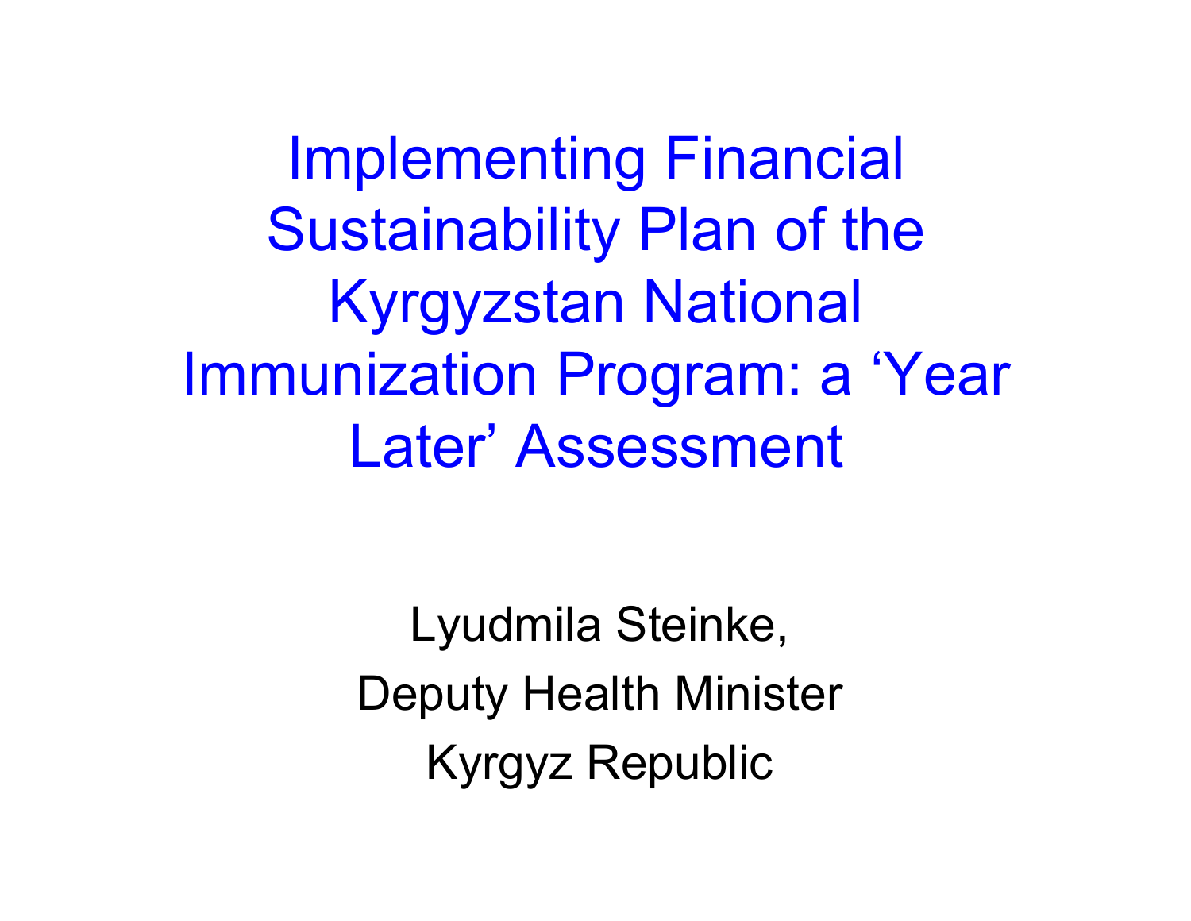# Implementing Financial Sustainability Plan of the Kyrgyzstan National Immunization Program: a 'Year Later' Assessment

Lyudmila Steinke,

Deputy Health Minister

Kyrgyz Republic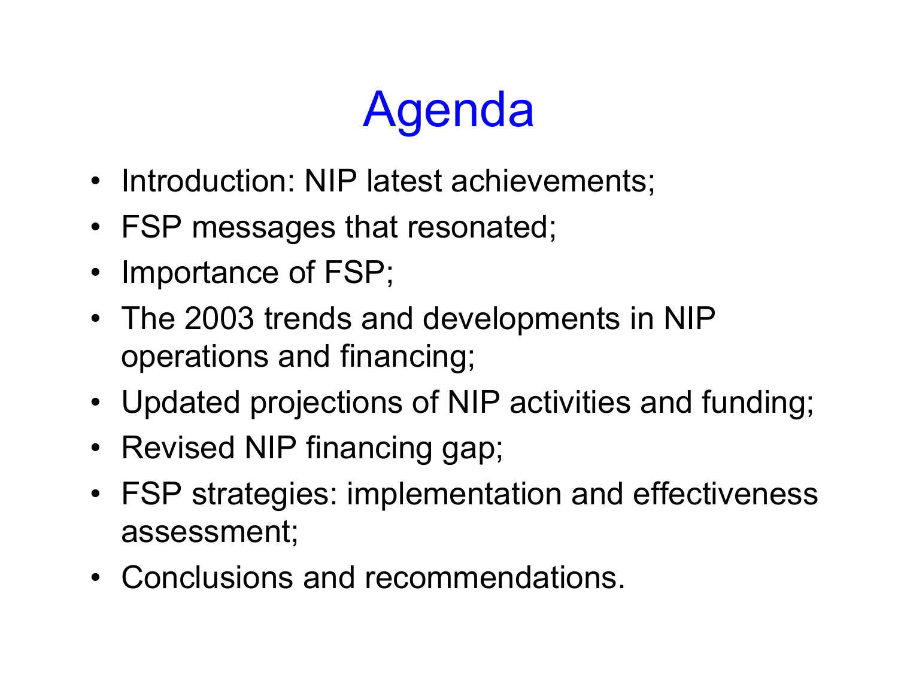# Agenda

- Introduction: NIP latest achievements;
- FSP messages that resonated;
- Importance of FSP;
- The 2003 trends and developments in NIP operations and financing;
- Updated projections of NIP activities and funding;
- Revised NIP financing gap;
- FSP strategies: implementation and effectiveness assessment;
- Conclusions and recommendations.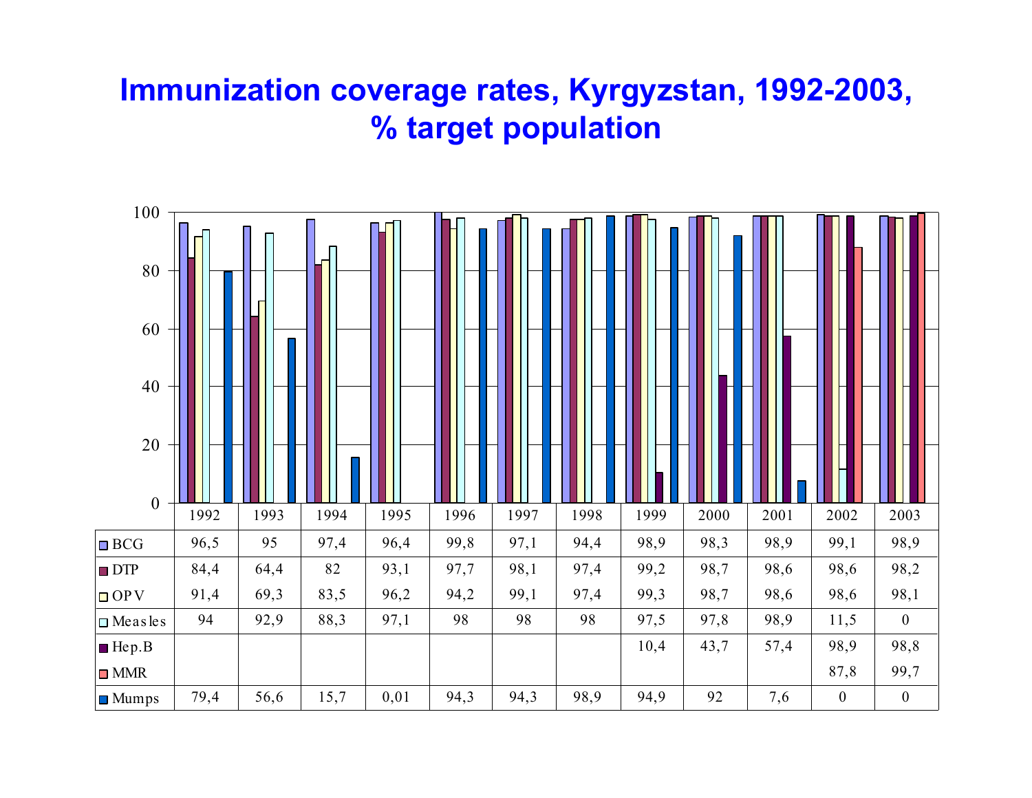# Immunization coverage rates, Kyrgyzstan, 1992-2003, % target population

| | 1992 | 1993 | 1994 | 1995 | 1996 | 1997 | 1998 | 1999 | 2000 | 2001 | 2002 | 2003 |
|---|---|---|---|---|---|---|---|---|---|---|---|---|
| BCG | 96,5 | 95 | 97,4 | 96,4 | 99,8 | 97,1 | 94,4 | 98,9 | 98,3 | 98,9 | 99,1 | 98,9 |
| DTP | 84,4 | 64,4 | 82 | 93,1 | 97,7 | 98,1 | 97,4 | 99,2 | 98,7 | 98,6 | 98,6 | 98,2 |
| OPV | 91,4 | 69,3 | 83,5 | 96,2 | 94,2 | 99,1 | 97,4 | 99,3 | 98,7 | 98,6 | 98,6 | 98,1 |
| Measles | 94 | 92,9 | 88,3 | 97,1 | 98 | 98 | 98 | 97,5 | 97,8 | 98,9 | 11,5 | 0 |
| Hep.B | | | | | | | | 10,4 | 43,7 | 57,4 | 98,9 | 98,8 |
| MMR | | | | | | | | | | | 87,8 | 99,7 |
| Mumps | 79,4 | 56,6 | 15,7 | 0,01 | 94,3 | 94,3 | 98,9 | 94,9 | 92 | 7,6 | 0 | 0 |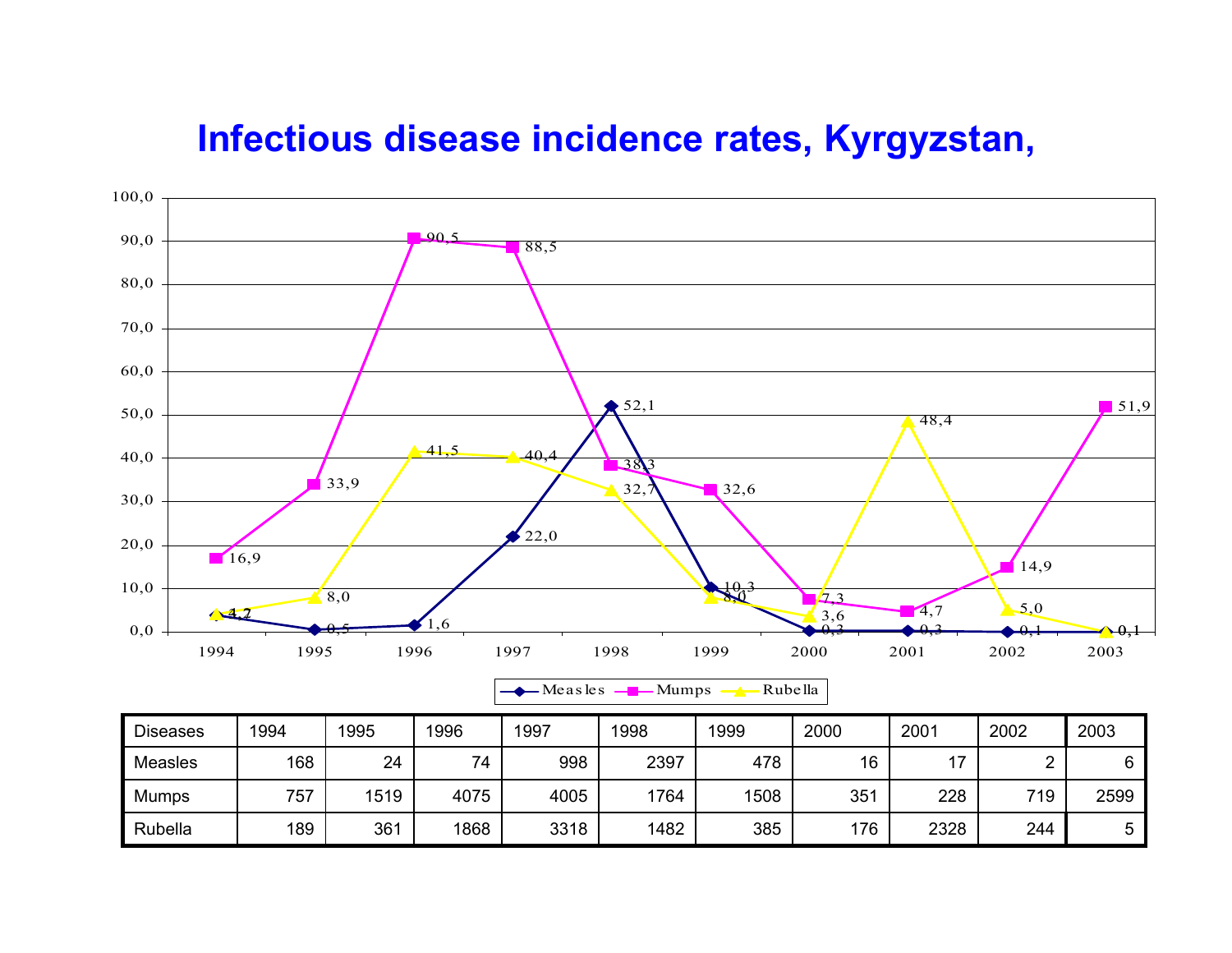# Infectious disease incidence rates, Kyrgyzstan,

| Diseases | 1994 | 1995 | 1996 | 1997 | 1998 | 1999 | 2000 | 2001 | 2002 | 2003 |
|---|---|---|---|---|---|---|---|---|---|---|
| Measles | 168 | 24 | 74 | 998 | 2397 | 478 | 16 | 17 | 2 | 6 |
| Mumps | 757 | 1519 | 4075 | 4005 | 1764 | 1508 | 351 | 228 | 719 | 2599 |
| Rubella | 189 | 361 | 1868 | 3318 | 1482 | 385 | 176 | 2328 | 244 | 5 |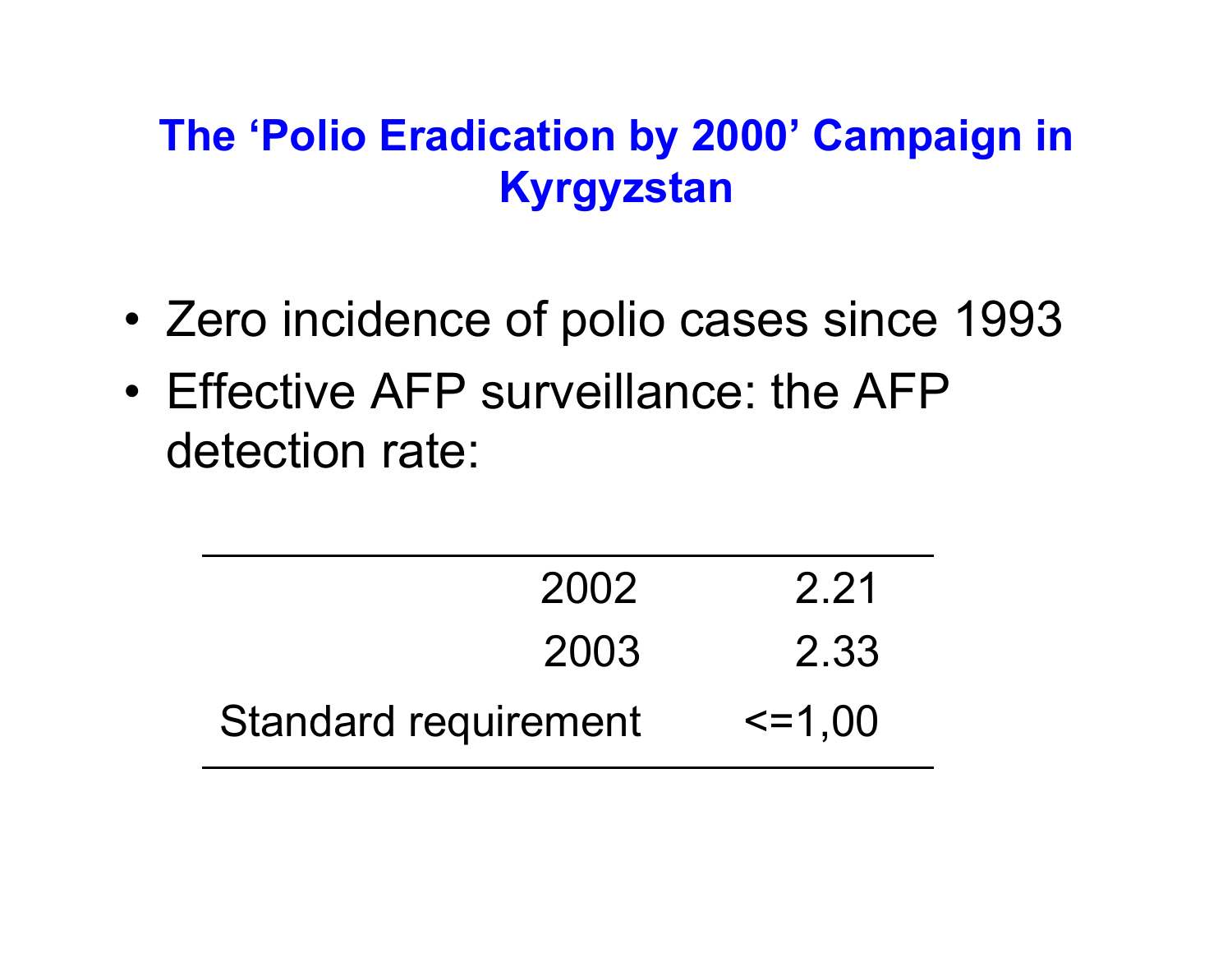## The 'Polio Eradication by 2000' Campaign in Kyrgyzstan

- Zero incidence of polio cases since 1993
- Effective AFP surveillance: the AFP detection rate:

| | |
|---|---|
| 2002 | 2.21 |
| 2003 | 2.33 |
| Standard requirement | <=1,00 |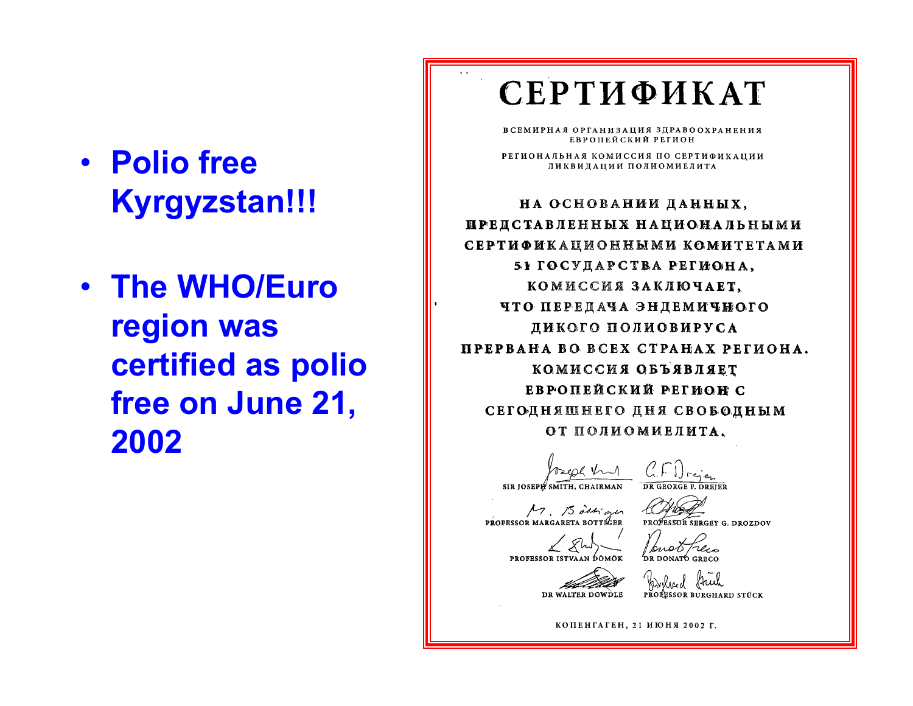- **Polio free Kyrgyzstan!!!**
- **The WHO/Euro region was certified as polio free on June 21, 2002**

# СЕРТИФИКАТ

ВСЕМИРНАЯ ОРГАНИЗАЦИЯ ЗДРАВООХРАНЕНИЯ
ЕВРОПЕЙСКИЙ РЕГИОН

РЕГИОНАЛЬНАЯ КОМИССИЯ ПО СЕРТИФИКАЦИИ
ЛИКВИДАЦИИ ПОЛИОМИЕЛИТА

**НА ОСНОВАНИИ ДАННЫХ, ПРЕДСТАВЛЕННЫХ НАЦИОНАЛЬНЫМИ СЕРТИФИКАЦИОННЫМИ КОМИТЕТАМИ 51 ГОСУДАРСТВА РЕГИОНА, КОМИССИЯ ЗАКЛЮЧАЕТ, ЧТО ПЕРЕДАЧА ЭНДЕМИЧНОГО ДИКОГО ПОЛИОВИРУСА ПРЕРВАНА ВО ВСЕХ СТРАНАХ РЕГИОНА. КОМИССИЯ ОБЪЯВЛЯЕТ ЕВРОПЕЙСКИЙ РЕГИОН С СЕГОДНЯШНЕГО ДНЯ СВОБОДНЫМ ОТ ПОЛИОМИЕЛИТА.**

| | |
|---|---|
| SIR JOSEPH SMITH, CHAIRMAN | DR GEORGE F. DREJER |
| PROFESSOR MARGARETA BÖTTIGER | PROFESSOR SERGEY G. DROZDOV |
| PROFESSOR ISTVAAN DÖMÖK | DR DONATO GRECO |
| DR WALTER DOWDLE | PROFESSOR BURGHARD STÜCK |

КОПЕНГАГЕН, 21 ИЮНЯ 2002 Г.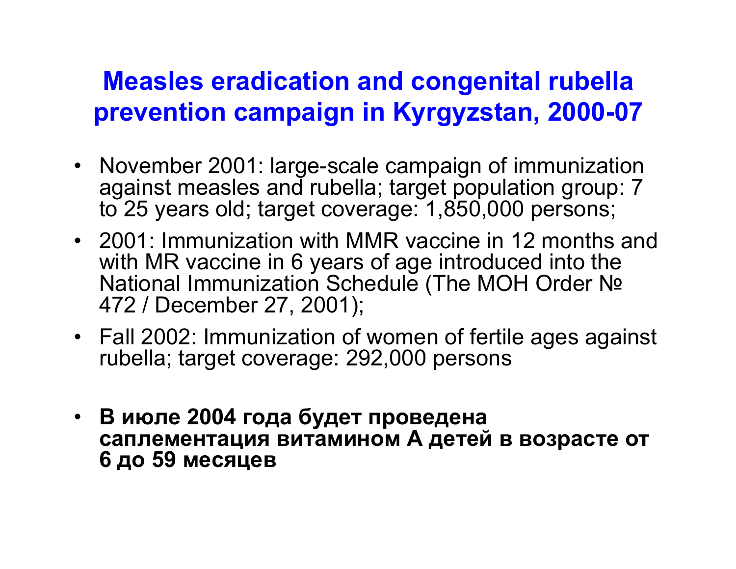## Measles eradication and congenital rubella prevention campaign in Kyrgyzstan, 2000-07

- November 2001: large-scale campaign of immunization against measles and rubella; target population group: 7 to 25 years old; target coverage: 1,850,000 persons;
- 2001: Immunization with MMR vaccine in 12 months and with MR vaccine in 6 years of age introduced into the National Immunization Schedule (The MOH Order № 472 / December 27, 2001);
- Fall 2002: Immunization of women of fertile ages against rubella; target coverage: 292,000 persons
- **В июле 2004 года будет проведена саплементация витамином А детей в возрасте от 6 до 59 месяцев**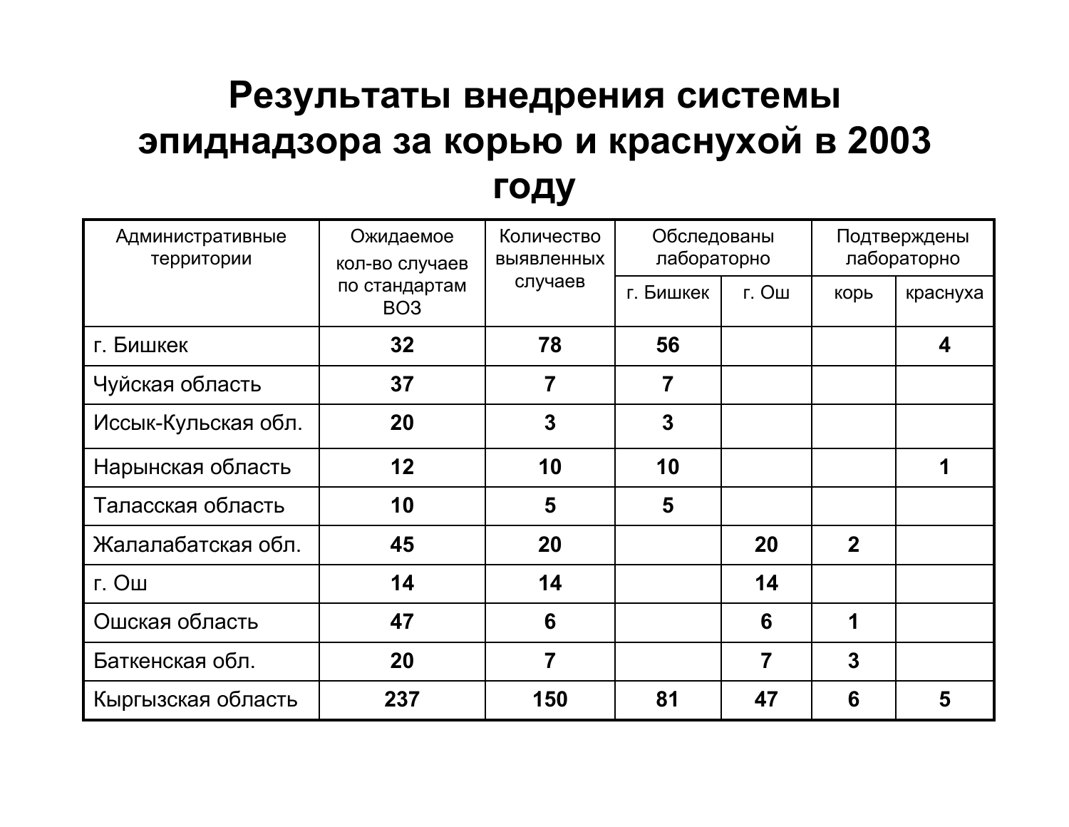# Результаты внедрения системы эпиднадзора за корью и краснухой в 2003 году

| Административные территории | Ожидаемое кол-во случаев по стандартам ВОЗ | Количество выявленных случаев | Обследованы лабораторно | | Подтверждены лабораторно | |
|---|---|---|---|---|---|---|
| | | | г. Бишкек | г. Ош | корь | краснуха |
| г. Бишкек | **32** | **78** | **56** | | | **4** |
| Чуйская область | **37** | **7** | **7** | | | |
| Иссык-Кульская обл. | **20** | **3** | **3** | | | |
| Нарынская область | **12** | **10** | **10** | | | **1** |
| Таласская область | **10** | **5** | **5** | | | |
| Жалалабатская обл. | **45** | **20** | | **20** | **2** | |
| г. Ош | **14** | **14** | | **14** | | |
| Ошская область | **47** | **6** | | **6** | **1** | |
| Баткенская обл. | **20** | **7** | | **7** | **3** | |
| Кыргызская область | **237** | **150** | **81** | **47** | **6** | **5** |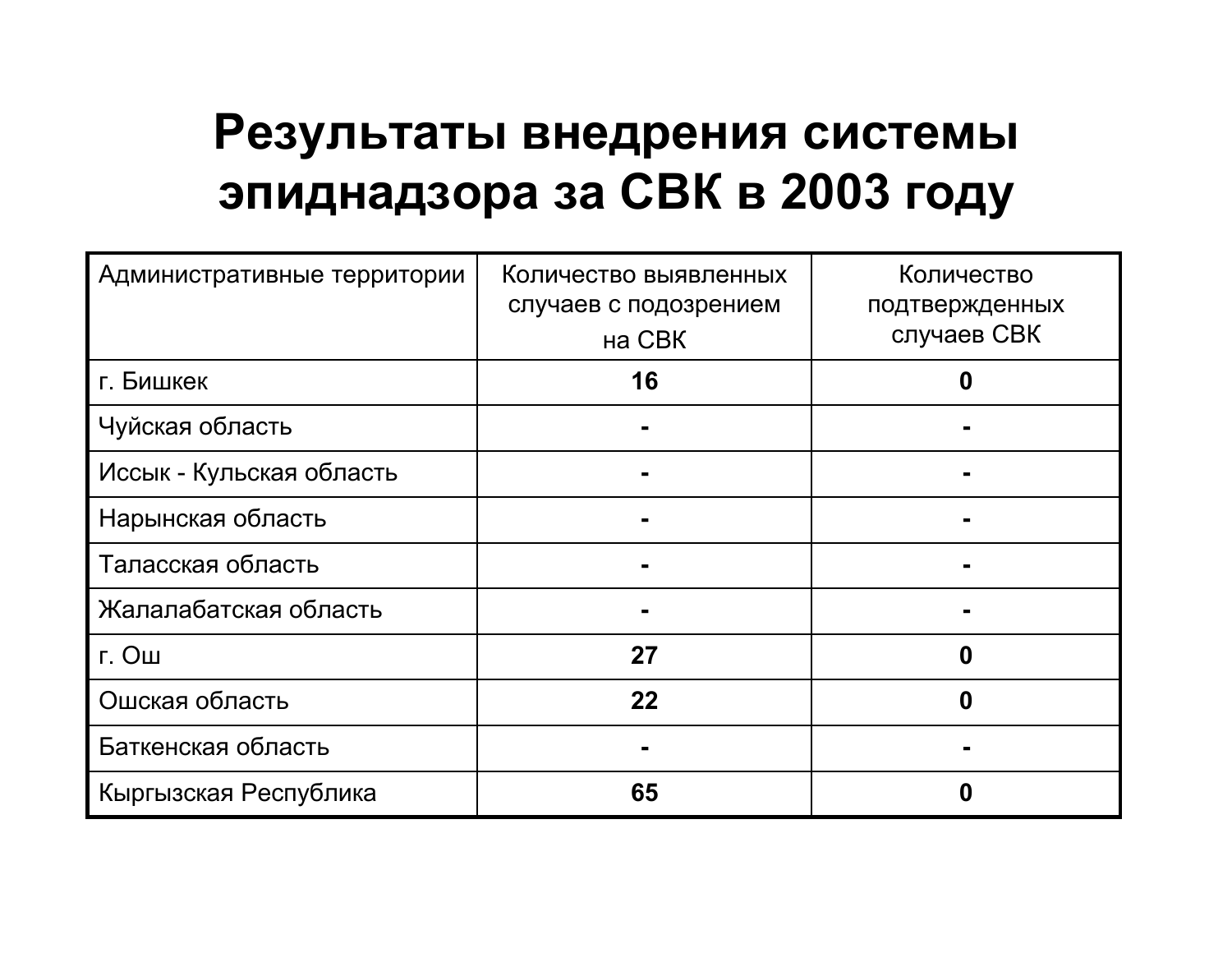# Результаты внедрения системы эпиднадзора за СВК в 2003 году

| Административные территории | Количество выявленных случаев с подозрением на СВК | Количество подтвержденных случаев СВК |
| --- | --- | --- |
| г. Бишкек | **16** | **0** |
| Чуйская область | **-** | **-** |
| Иссык - Кульская область | **-** | **-** |
| Нарынская область | **-** | **-** |
| Таласская область | **-** | **-** |
| Жалалабатская область | **-** | **-** |
| г. Ош | **27** | **0** |
| Ошская область | **22** | **0** |
| Баткенская область | **-** | **-** |
| Кыргызская Республика | **65** | **0** |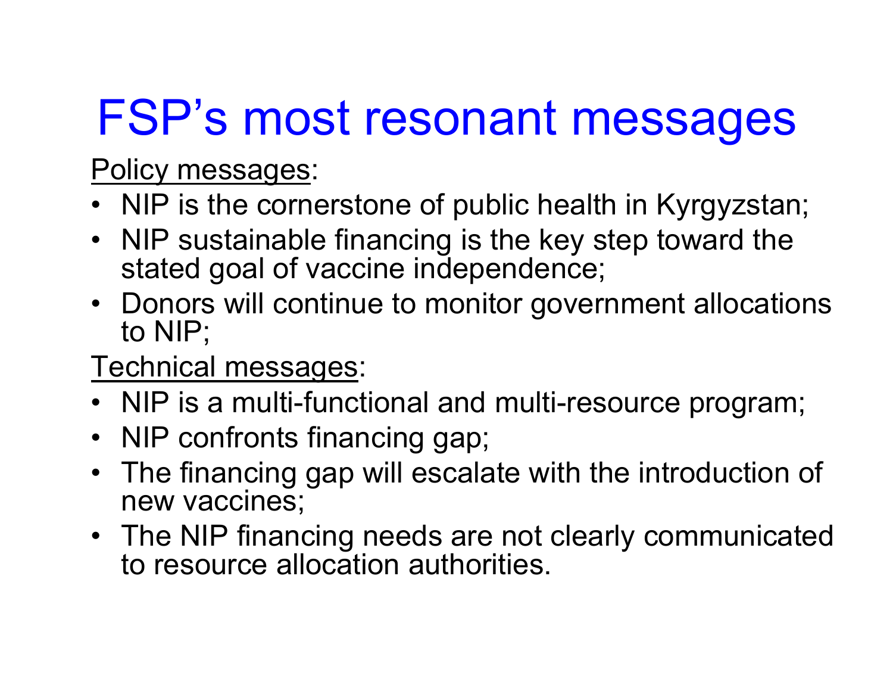# FSP's most resonant messages

Policy messages:

- NIP is the cornerstone of public health in Kyrgyzstan;
- NIP sustainable financing is the key step toward the stated goal of vaccine independence;
- Donors will continue to monitor government allocations to NIP;

Technical messages:

- NIP is a multi-functional and multi-resource program;
- NIP confronts financing gap;
- The financing gap will escalate with the introduction of new vaccines;
- The NIP financing needs are not clearly communicated to resource allocation authorities.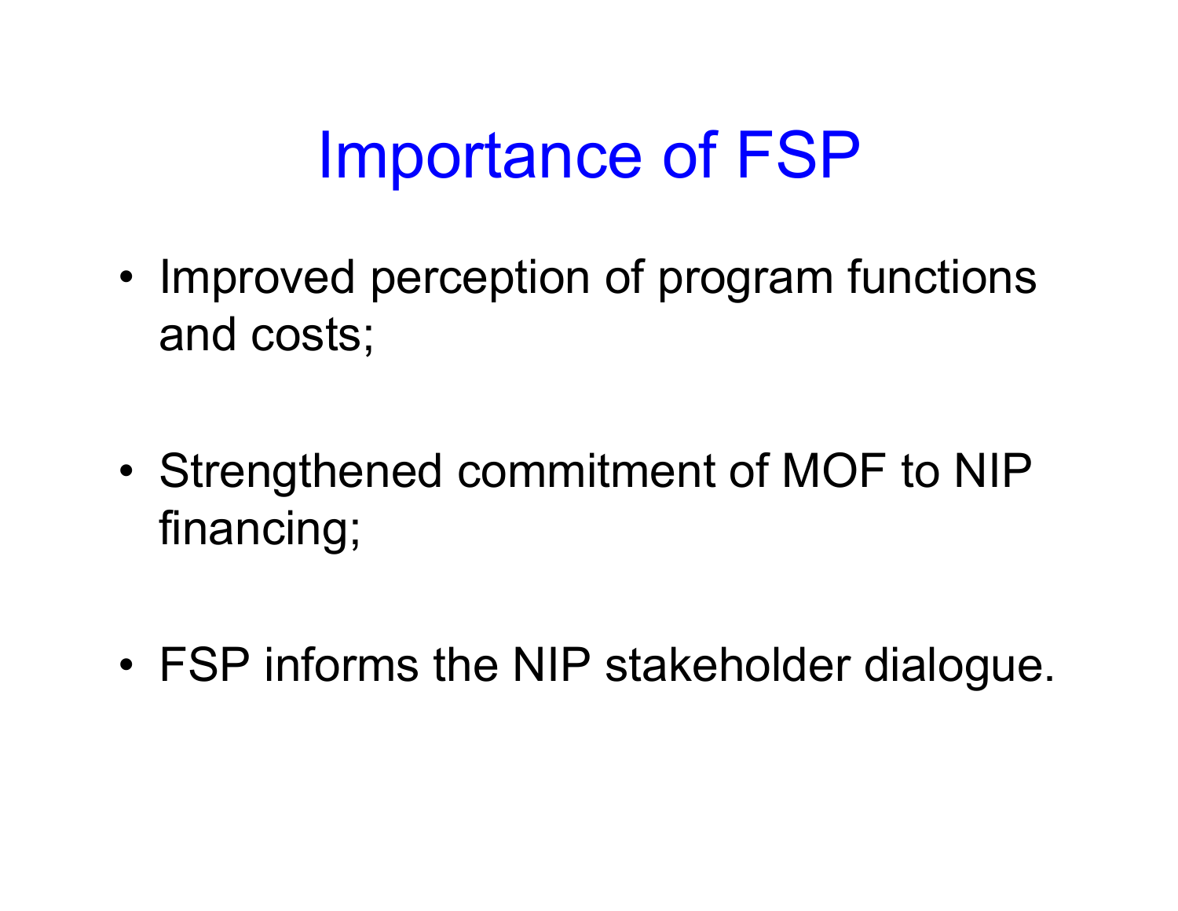# Importance of FSP

- Improved perception of program functions and costs;
- Strengthened commitment of MOF to NIP financing;
- FSP informs the NIP stakeholder dialogue.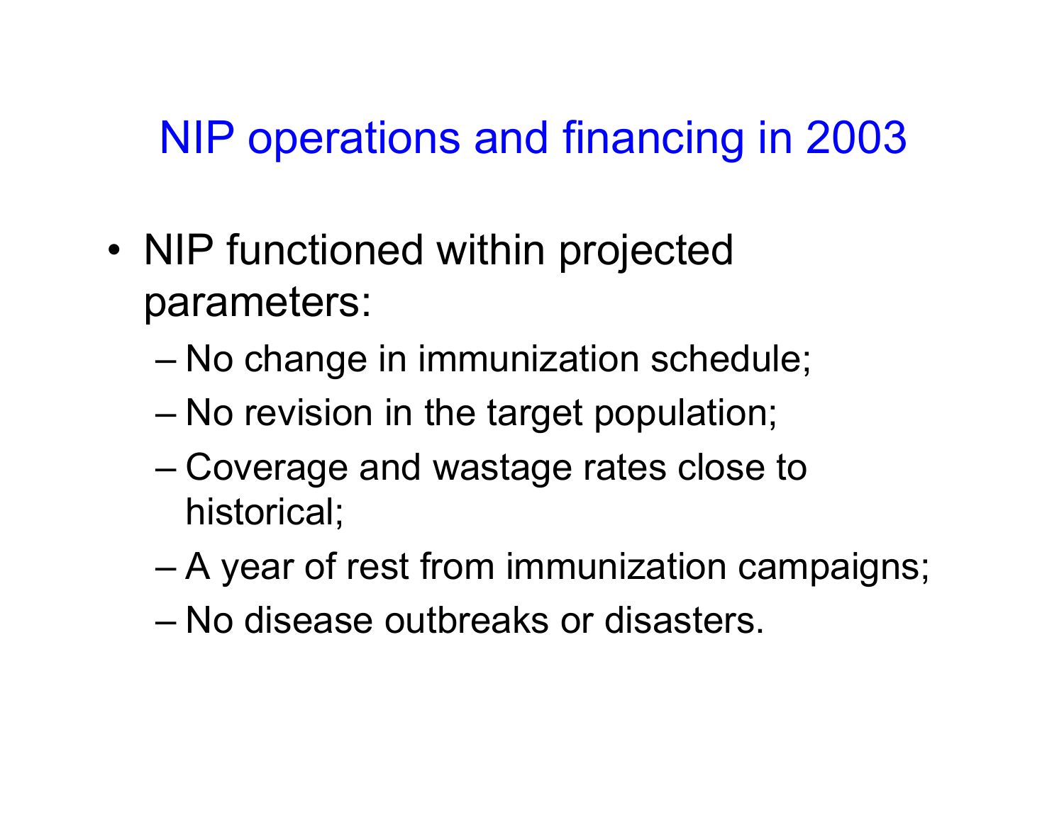# NIP operations and financing in 2003

- NIP functioned within projected parameters:
  - No change in immunization schedule;
  - No revision in the target population;
  - Coverage and wastage rates close to historical;
  - A year of rest from immunization campaigns;
  - No disease outbreaks or disasters.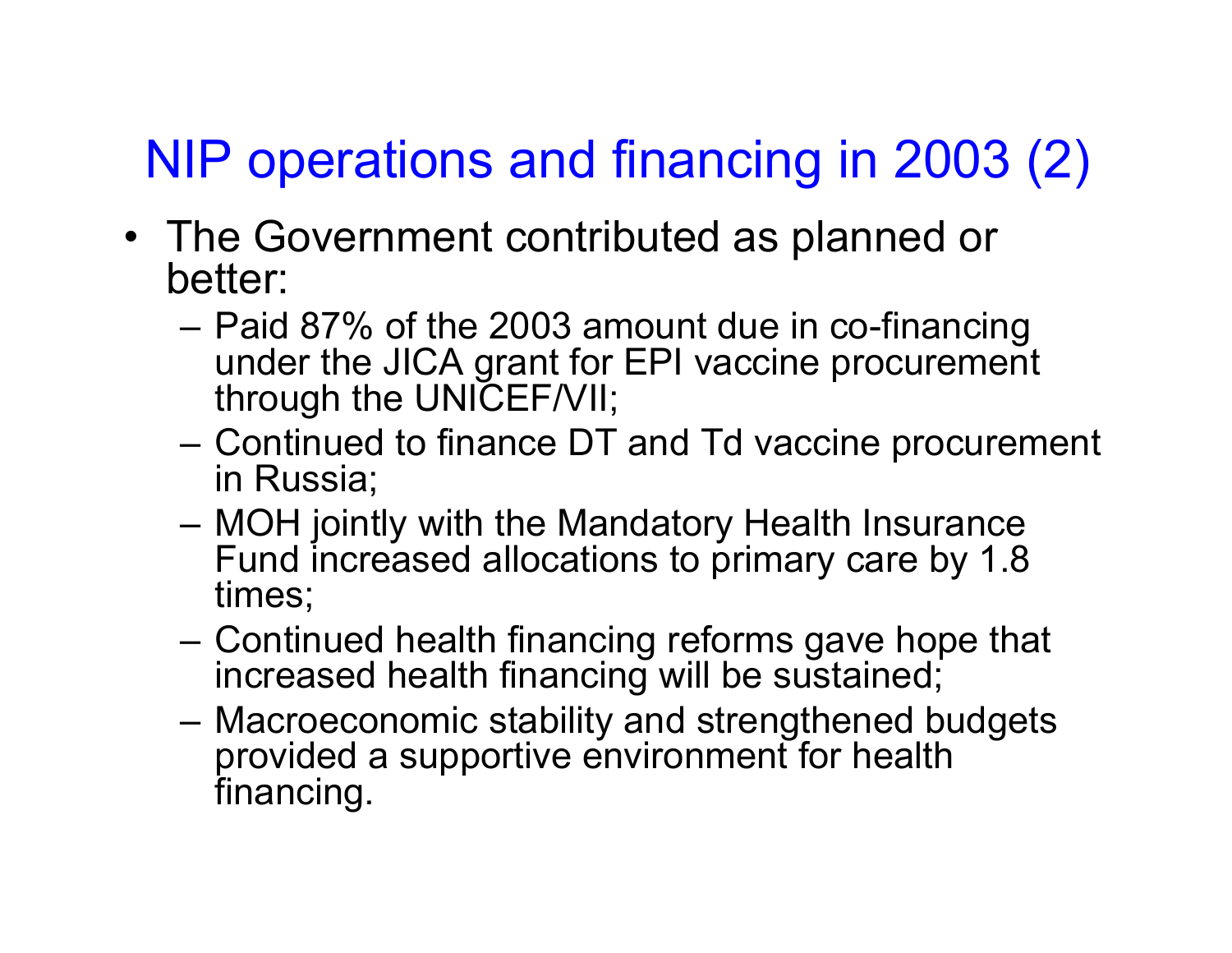# NIP operations and financing in 2003 (2)

- The Government contributed as planned or better:
  - Paid 87% of the 2003 amount due in co-financing under the JICA grant for EPI vaccine procurement through the UNICEF/VII;
  - Continued to finance DT and Td vaccine procurement in Russia;
  - MOH jointly with the Mandatory Health Insurance Fund increased allocations to primary care by 1.8 times;
  - Continued health financing reforms gave hope that increased health financing will be sustained;
  - Macroeconomic stability and strengthened budgets provided a supportive environment for health financing.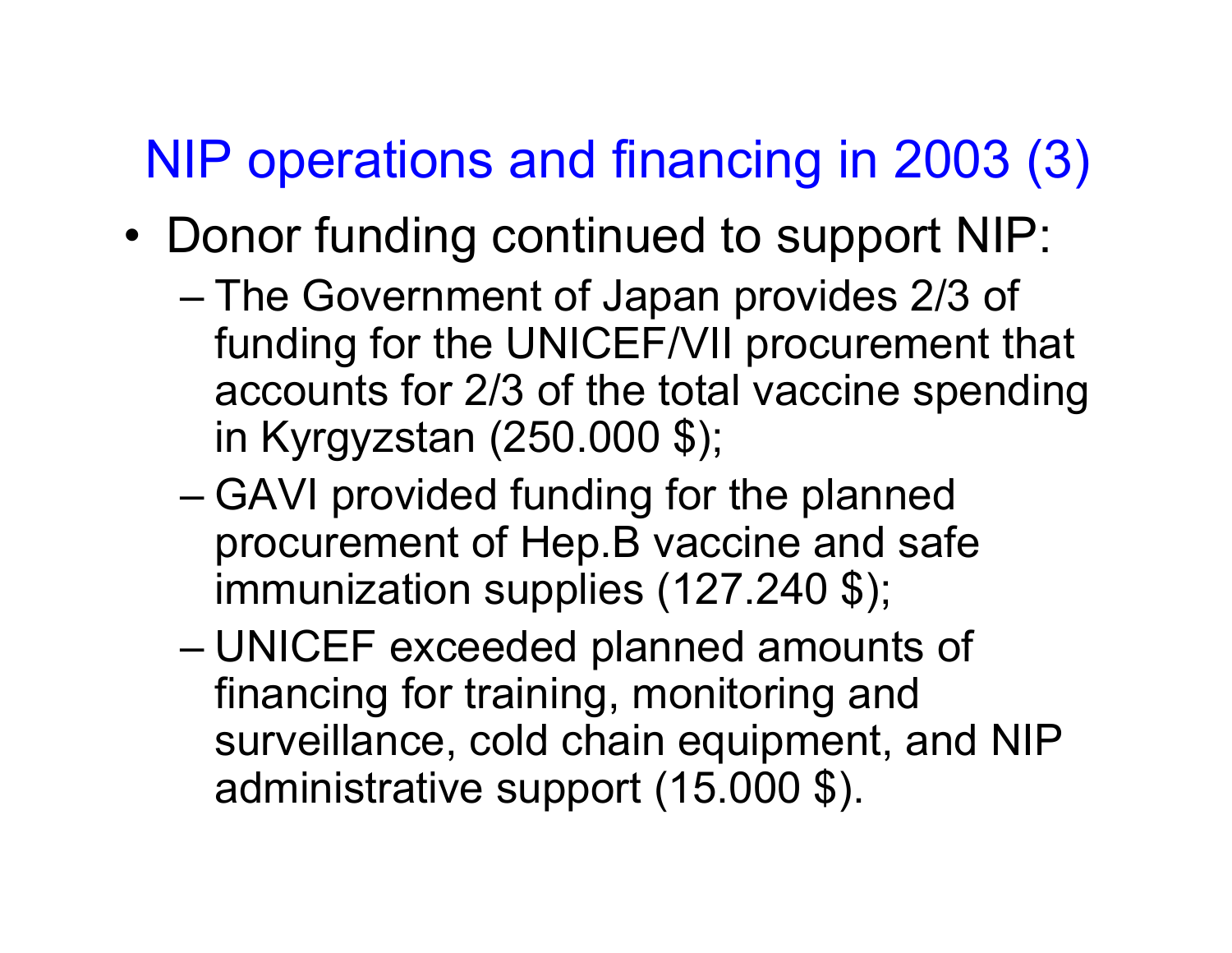# NIP operations and financing in 2003 (3)

- Donor funding continued to support NIP:
  - The Government of Japan provides 2/3 of funding for the UNICEF/VII procurement that accounts for 2/3 of the total vaccine spending in Kyrgyzstan (250.000 $);
  - GAVI provided funding for the planned procurement of Hep.B vaccine and safe immunization supplies (127.240 $);
  - UNICEF exceeded planned amounts of financing for training, monitoring and surveillance, cold chain equipment, and NIP administrative support (15.000 $).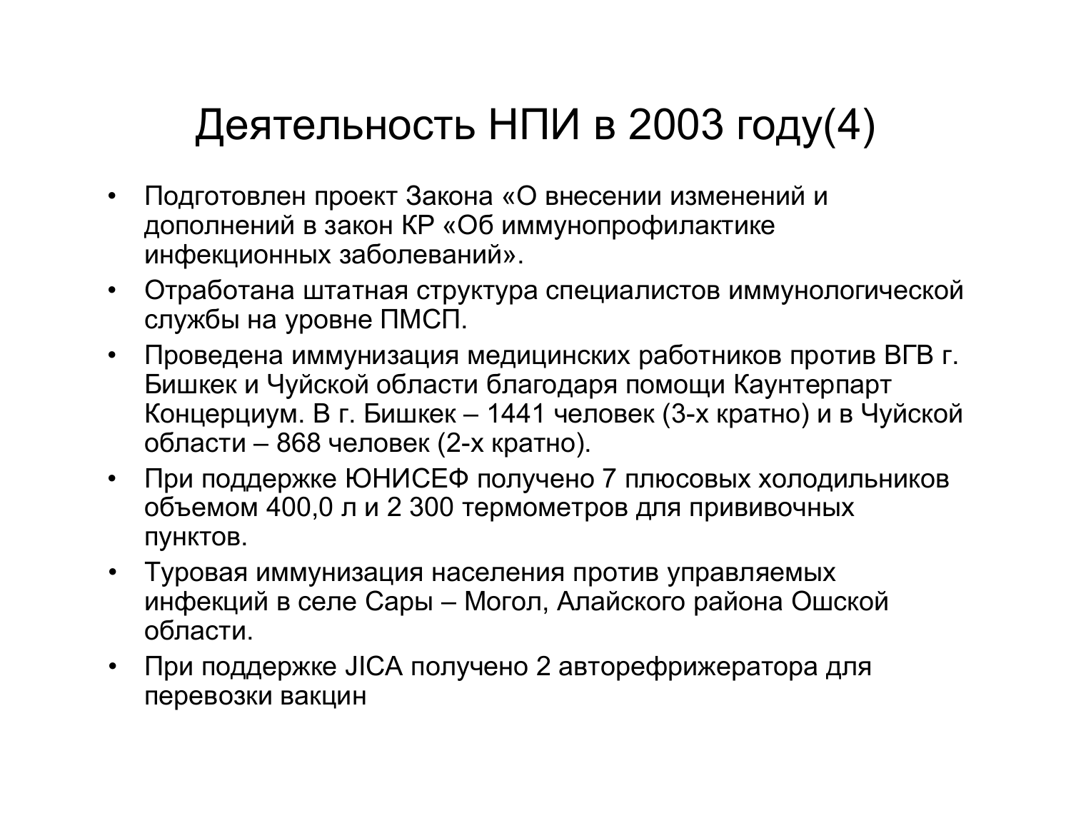# Деятельность НПИ в 2003 году(4)

- Подготовлен проект Закона «О внесении изменений и дополнений в закон КР «Об иммунопрофилактике инфекционных заболеваний».
- Отработана штатная структура специалистов иммунологической службы на уровне ПМСП.
- Проведена иммунизация медицинских работников против ВГВ г. Бишкек и Чуйской области благодаря помощи Каунтерпарт Концерциум. В г. Бишкек – 1441 человек (3-х кратно) и в Чуйской области – 868 человек (2-х кратно).
- При поддержке ЮНИСЕФ получено 7 плюсовых холодильников объемом 400,0 л и 2 300 термометров для прививочных пунктов.
- Туровая иммунизация населения против управляемых инфекций в селе Сары – Могол, Алайского района Ошской области.
- При поддержке JICA получено 2 авторефрижератора для перевозки вакцин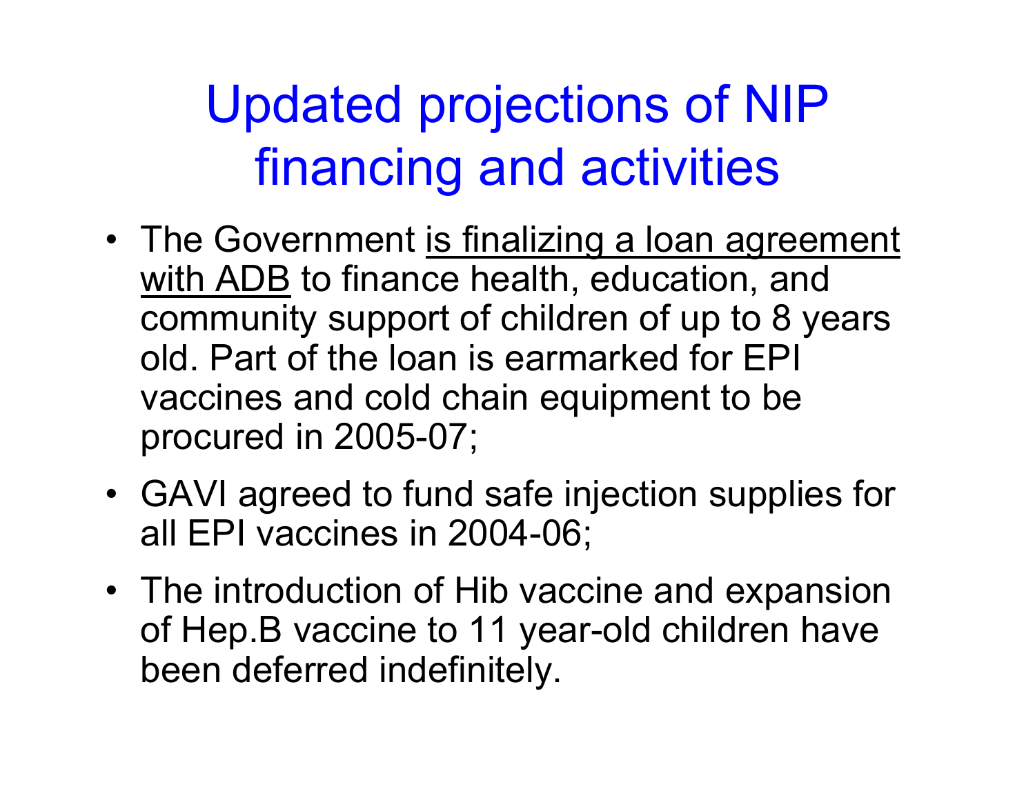# Updated projections of NIP financing and activities

- The Government <u>is finalizing a loan agreement with ADB</u> to finance health, education, and community support of children of up to 8 years old. Part of the loan is earmarked for EPI vaccines and cold chain equipment to be procured in 2005-07;
- GAVI agreed to fund safe injection supplies for all EPI vaccines in 2004-06;
- The introduction of Hib vaccine and expansion of Hep.B vaccine to 11 year-old children have been deferred indefinitely.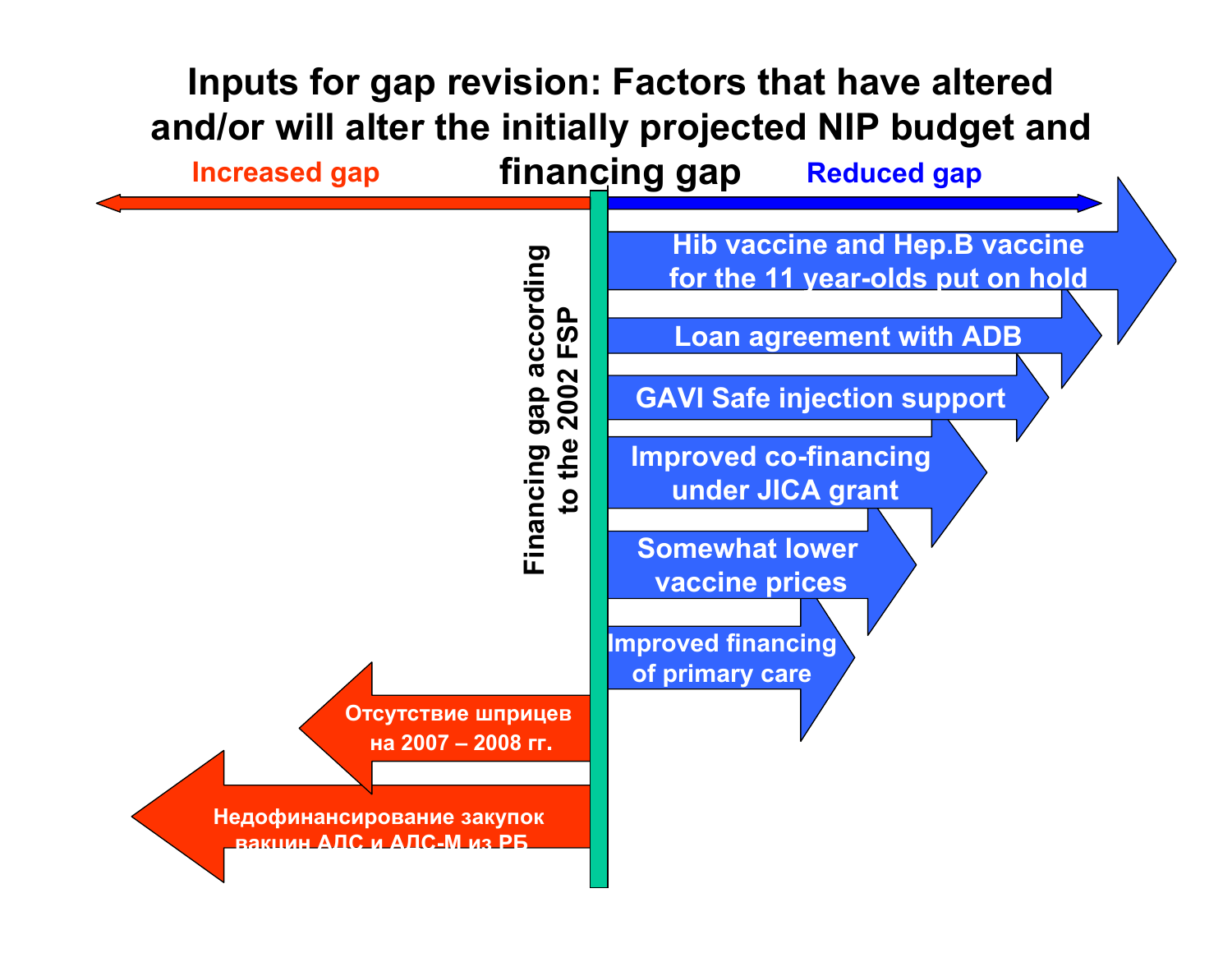# Inputs for gap revision: Factors that have altered and/or will alter the initially projected NIP budget and financing gap

**Increased gap** ← → **Reduced gap**

**Financing gap according to the 2002 FSP**

**Reduced gap:**

- Hib vaccine and Hep.B vaccine for the 11 year-olds put on hold
- Loan agreement with ADB
- GAVI Safe injection support
- Improved co-financing under JICA grant
- Somewhat lower vaccine prices
- Improved financing of primary care

**Increased gap:**

- Отсутствие шприцев на 2007 – 2008 гг.
- Недофинансирование закупок вакцин АДС и АДС-М из РБ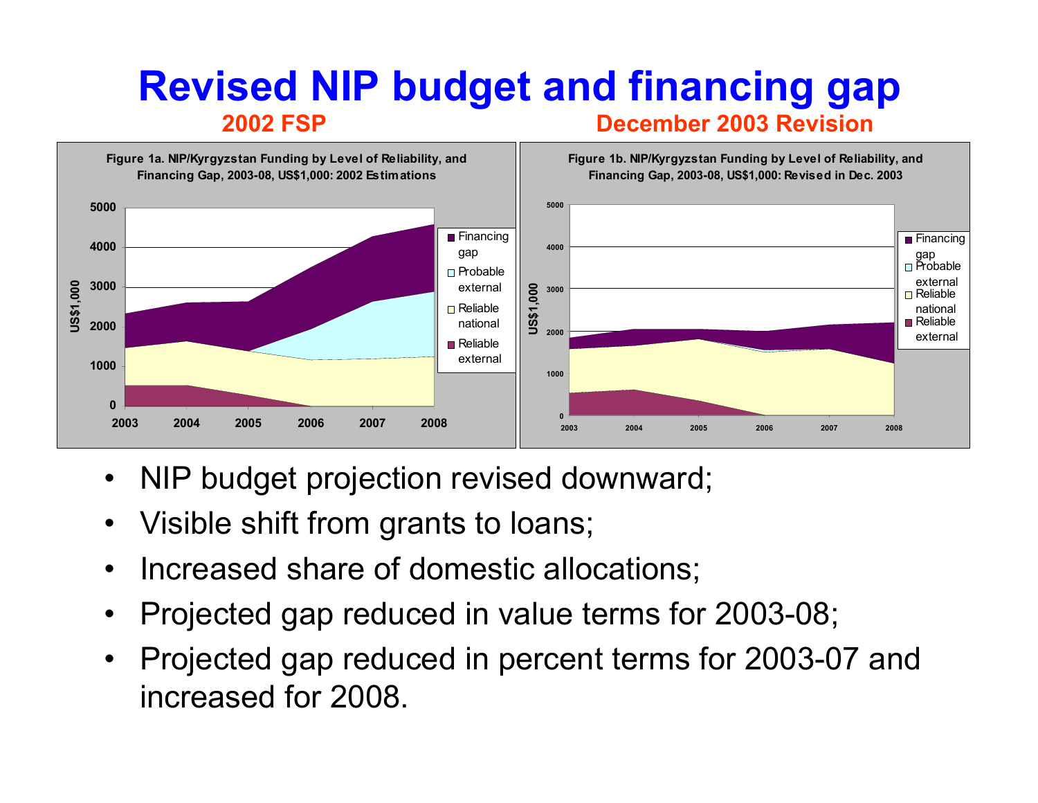# Revised NIP budget and financing gap

**2002 FSP** — **December 2003 Revision**

**Figure 1a. NIP/Kyrgyzstan Funding by Level of Reliability, and Financing Gap, 2003-08, US$1,000: 2002 Estimations**

**Figure 1b. NIP/Kyrgyzstan Funding by Level of Reliability, and Financing Gap, 2003-08, US$1,000: Revised in Dec. 2003**

- NIP budget projection revised downward;
- Visible shift from grants to loans;
- Increased share of domestic allocations;
- Projected gap reduced in value terms for 2003-08;
- Projected gap reduced in percent terms for 2003-07 and increased for 2008.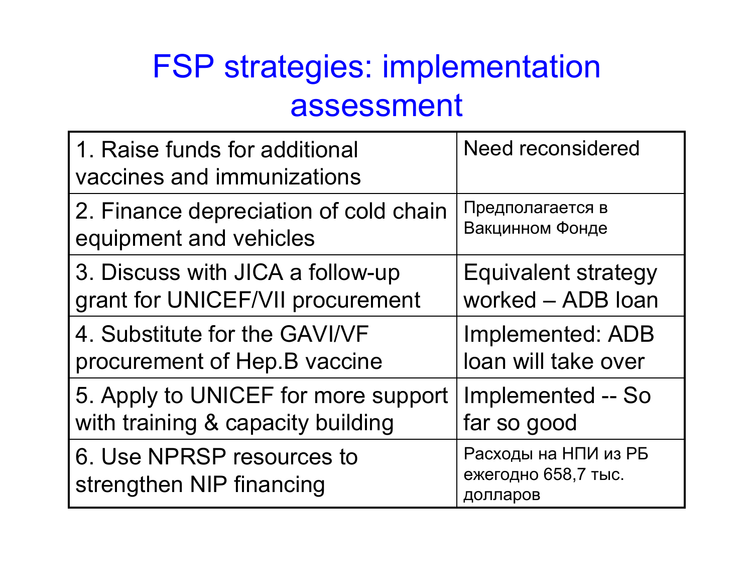# FSP strategies: implementation assessment

| | |
|---|---|
| 1. Raise funds for additional vaccines and immunizations | Need reconsidered |
| 2. Finance depreciation of cold chain equipment and vehicles | Предполагается в Вакцинном Фонде |
| 3. Discuss with JICA a follow-up grant for UNICEF/VII procurement | Equivalent strategy worked – ADB loan |
| 4. Substitute for the GAVI/VF procurement of Hep.B vaccine | Implemented: ADB loan will take over |
| 5. Apply to UNICEF for more support with training & capacity building | Implemented -- So far so good |
| 6. Use NPRSP resources to strengthen NIP financing | Расходы на НПИ из РБ ежегодно 658,7 тыс. долларов |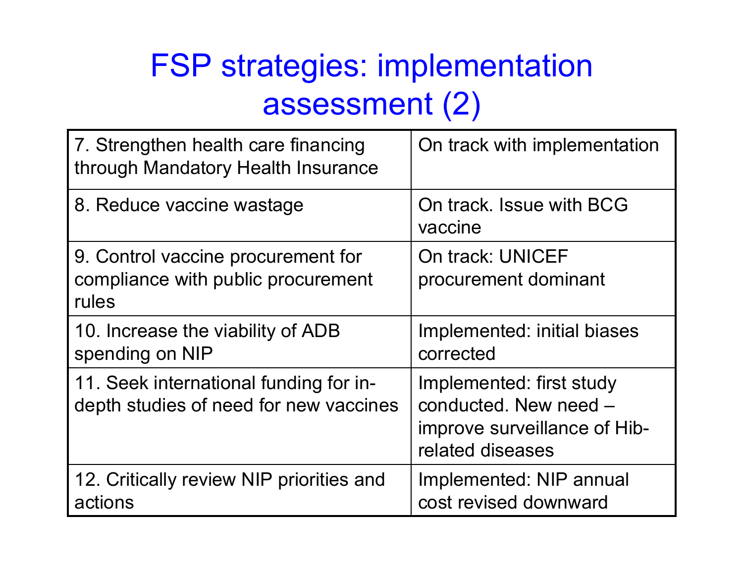# FSP strategies: implementation assessment (2)

| | |
|---|---|
| 7. Strengthen health care financing through Mandatory Health Insurance | On track with implementation |
| 8. Reduce vaccine wastage | On track. Issue with BCG vaccine |
| 9. Control vaccine procurement for compliance with public procurement rules | On track: UNICEF procurement dominant |
| 10. Increase the viability of ADB spending on NIP | Implemented: initial biases corrected |
| 11. Seek international funding for in-depth studies of need for new vaccines | Implemented: first study conducted. New need – improve surveillance of Hib-related diseases |
| 12. Critically review NIP priorities and actions | Implemented: NIP annual cost revised downward |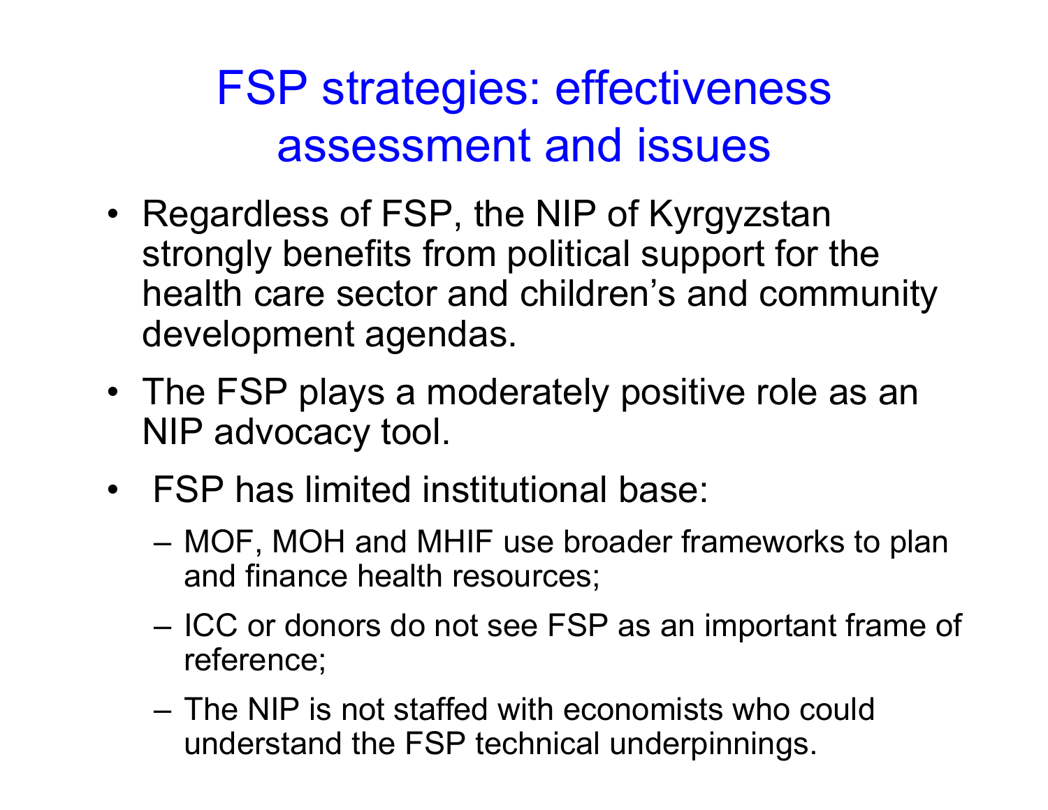# FSP strategies: effectiveness assessment and issues

- Regardless of FSP, the NIP of Kyrgyzstan strongly benefits from political support for the health care sector and children's and community development agendas.
- The FSP plays a moderately positive role as an NIP advocacy tool.
- FSP has limited institutional base:
  - MOF, MOH and MHIF use broader frameworks to plan and finance health resources;
  - ICC or donors do not see FSP as an important frame of reference;
  - The NIP is not staffed with economists who could understand the FSP technical underpinnings.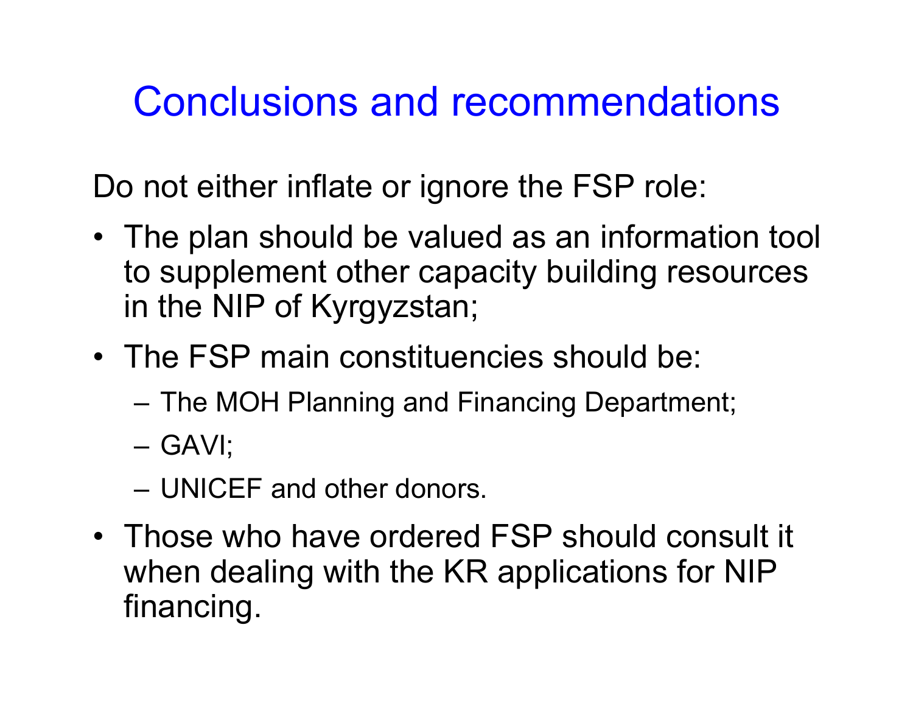# Conclusions and recommendations

Do not either inflate or ignore the FSP role:

- The plan should be valued as an information tool to supplement other capacity building resources in the NIP of Kyrgyzstan;
- The FSP main constituencies should be:
  - The MOH Planning and Financing Department;
  - GAVI;
  - UNICEF and other donors.
- Those who have ordered FSP should consult it when dealing with the KR applications for NIP financing.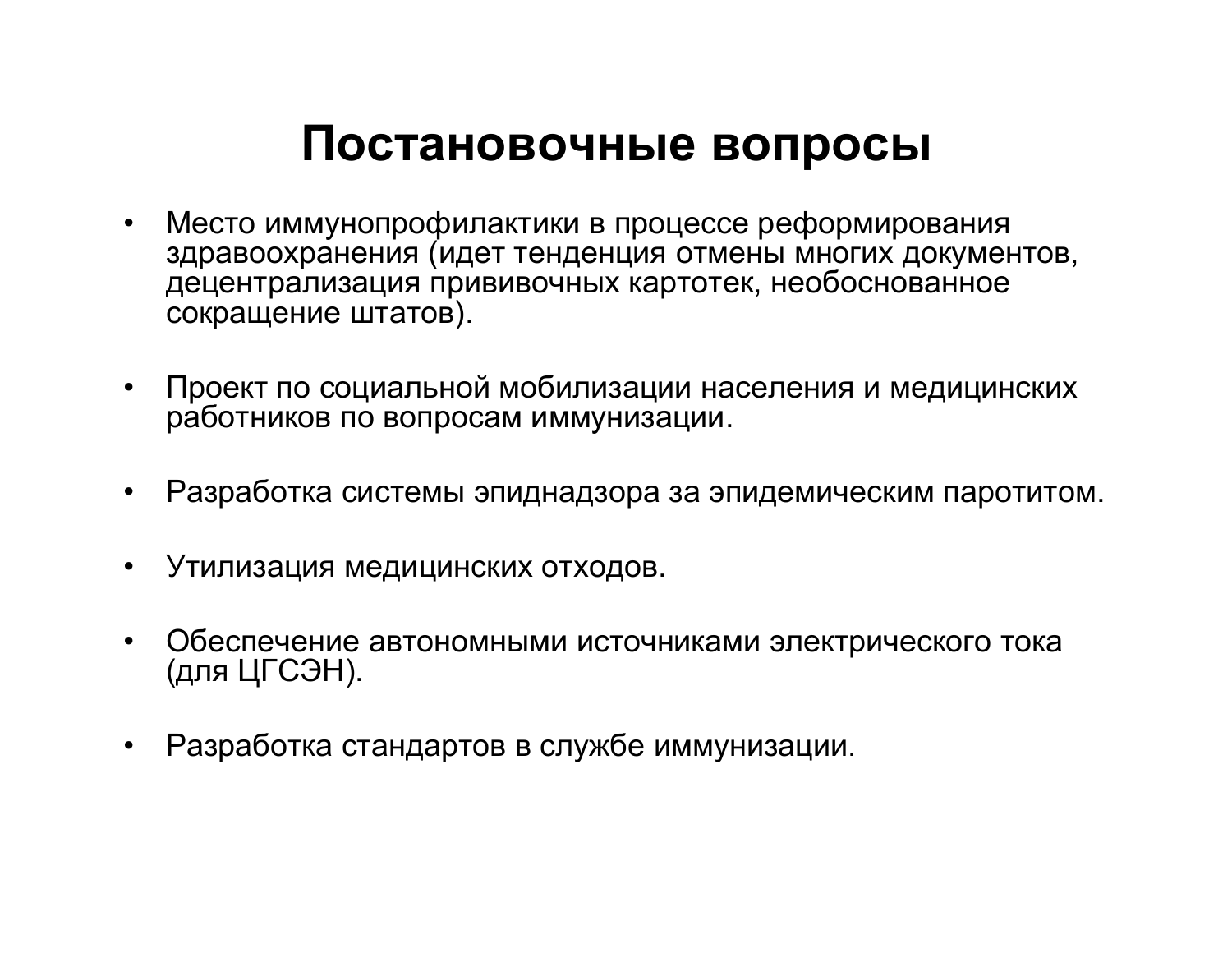# Постановочные вопросы

- Место иммунопрофилактики в процессе реформирования здравоохранения (идет тенденция отмены многих документов, децентрализация прививочных картотек, необоснованное сокращение штатов).

- Проект по социальной мобилизации населения и медицинских работников по вопросам иммунизации.

- Разработка системы эпиднадзора за эпидемическим паротитом.

- Утилизация медицинских отходов.

- Обеспечение автономными источниками электрического тока (для ЦГСЭН).

- Разработка стандартов в службе иммунизации.